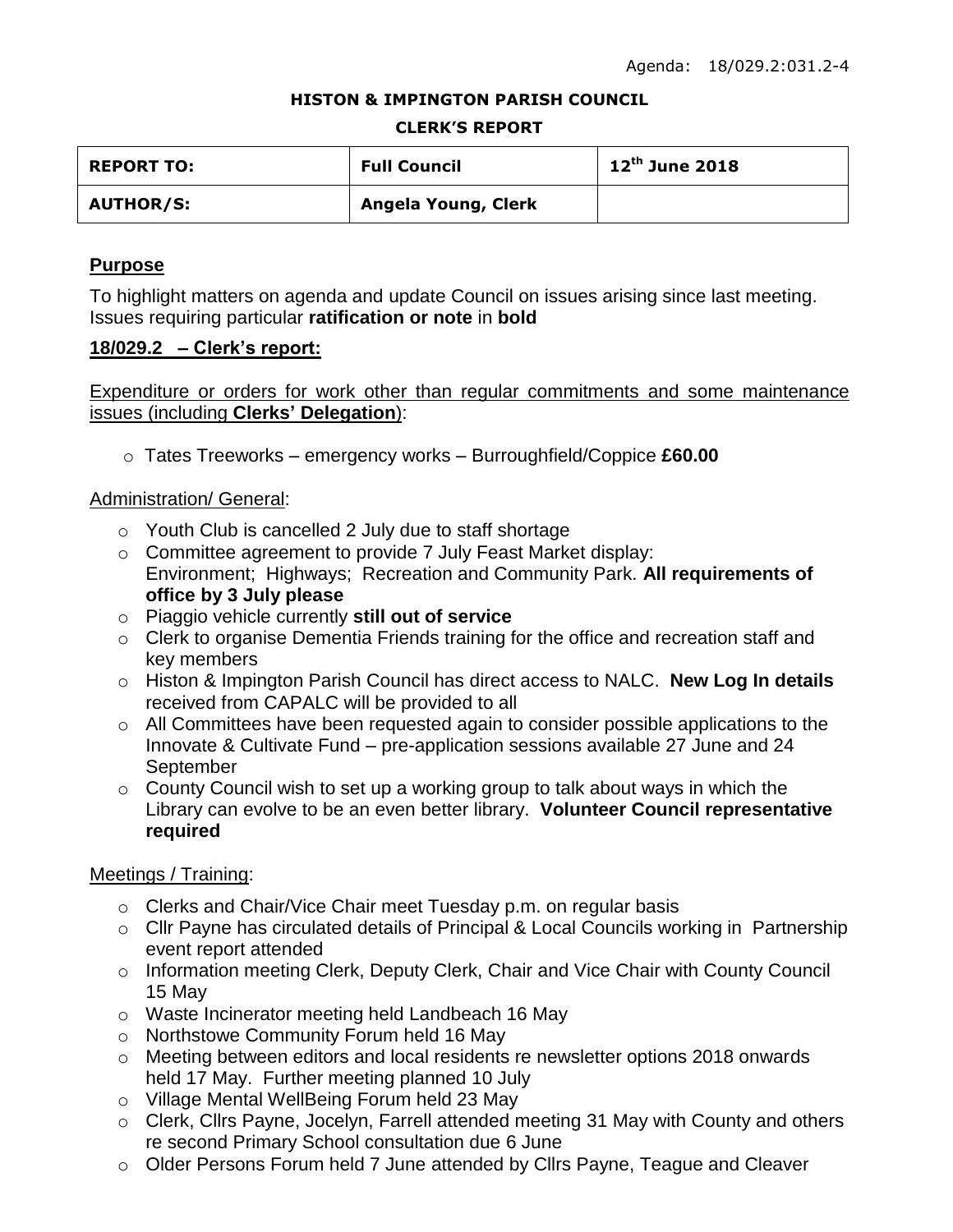Agenda: 18/029.2:031.2-4

**HISTON & IMPINGTON PARISH COUNCIL**

**CLERK'S REPORT**

| **REPORT TO:** | **Full Council** | **12th June 2018** |
|---|---|---|
| **AUTHOR/S:** | **Angela Young, Clerk** | |

## Purpose

To highlight matters on agenda and update Council on issues arising since last meeting. Issues requiring particular **ratification or note** in **bold**

## 18/029.2 – Clerk's report:

Expenditure or orders for work other than regular commitments and some maintenance issues (including **Clerks' Delegation**):

- Tates Treeworks – emergency works – Burroughfield/Coppice **£60.00**

Administration/ General:

- Youth Club is cancelled 2 July due to staff shortage
- Committee agreement to provide 7 July Feast Market display: Environment; Highways; Recreation and Community Park. **All requirements of office by 3 July please**
- Piaggio vehicle currently **still out of service**
- Clerk to organise Dementia Friends training for the office and recreation staff and key members
- Histon & Impington Parish Council has direct access to NALC. **New Log In details** received from CAPALC will be provided to all
- All Committees have been requested again to consider possible applications to the Innovate & Cultivate Fund – pre-application sessions available 27 June and 24 September
- County Council wish to set up a working group to talk about ways in which the Library can evolve to be an even better library. **Volunteer Council representative required**

Meetings / Training:

- Clerks and Chair/Vice Chair meet Tuesday p.m. on regular basis
- Cllr Payne has circulated details of Principal & Local Councils working in Partnership event report attended
- Information meeting Clerk, Deputy Clerk, Chair and Vice Chair with County Council 15 May
- Waste Incinerator meeting held Landbeach 16 May
- Northstowe Community Forum held 16 May
- Meeting between editors and local residents re newsletter options 2018 onwards held 17 May. Further meeting planned 10 July
- Village Mental WellBeing Forum held 23 May
- Clerk, Cllrs Payne, Jocelyn, Farrell attended meeting 31 May with County and others re second Primary School consultation due 6 June
- Older Persons Forum held 7 June attended by Cllrs Payne, Teague and Cleaver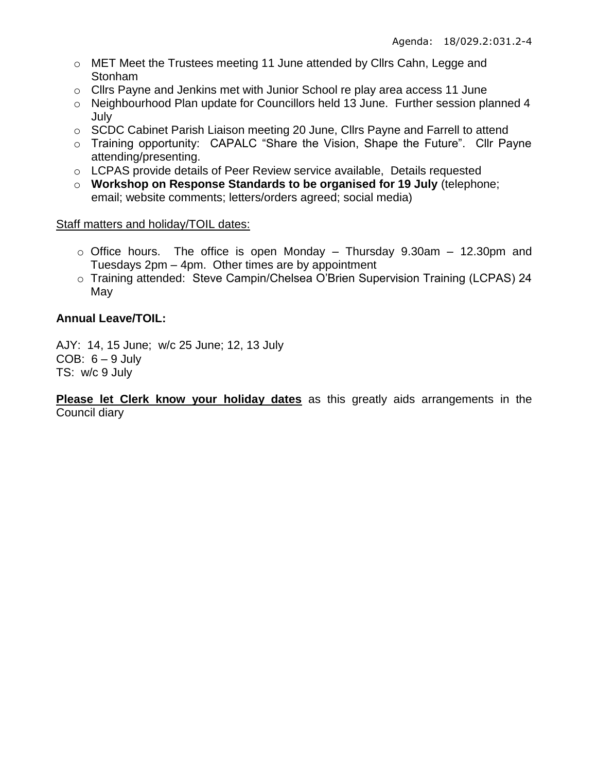- MET Meet the Trustees meeting 11 June attended by Cllrs Cahn, Legge and Stonham
- Cllrs Payne and Jenkins met with Junior School re play area access 11 June
- Neighbourhood Plan update for Councillors held 13 June. Further session planned 4 July
- SCDC Cabinet Parish Liaison meeting 20 June, Cllrs Payne and Farrell to attend
- Training opportunity: CAPALC "Share the Vision, Shape the Future". Cllr Payne attending/presenting.
- LCPAS provide details of Peer Review service available, Details requested
- **Workshop on Response Standards to be organised for 19 July** (telephone; email; website comments; letters/orders agreed; social media)

<u>Staff matters and holiday/TOIL dates:</u>

- Office hours. The office is open Monday – Thursday 9.30am – 12.30pm and Tuesdays 2pm – 4pm. Other times are by appointment
- Training attended: Steve Campin/Chelsea O'Brien Supervision Training (LCPAS) 24 May

**Annual Leave/TOIL:**

AJY: 14, 15 June; w/c 25 June; 12, 13 July
COB: 6 – 9 July
TS: w/c 9 July

**<u>Please let Clerk know your holiday dates</u>** as this greatly aids arrangements in the Council diary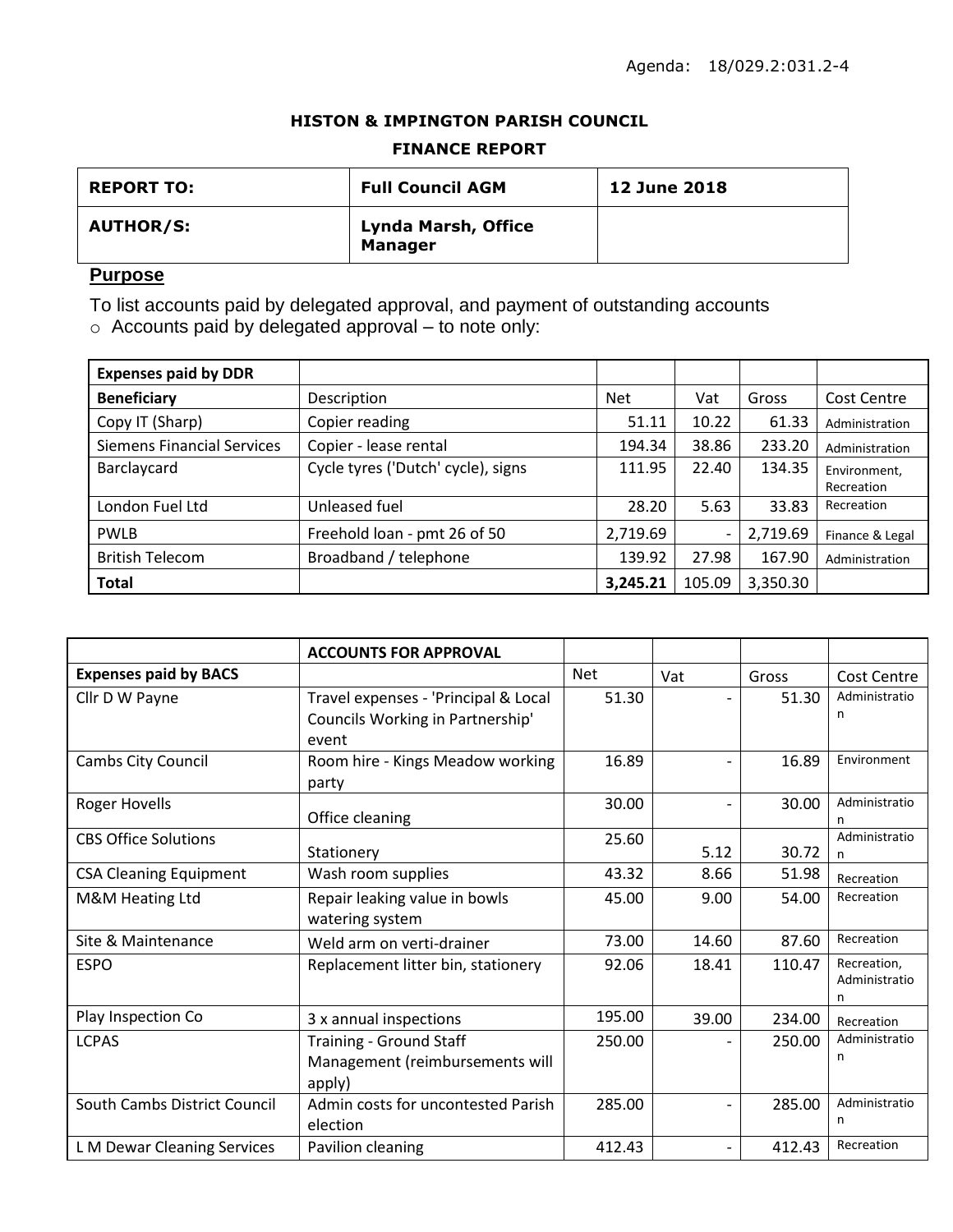Agenda: 18/029.2:031.2-4

**HISTON & IMPINGTON PARISH COUNCIL**

**FINANCE REPORT**

| **REPORT TO:** | **Full Council AGM** | **12 June 2018** |
|---|---|---|
| **AUTHOR/S:** | **Lynda Marsh, Office Manager** | |

## Purpose

To list accounts paid by delegated approval, and payment of outstanding accounts

- Accounts paid by delegated approval – to note only:

| **Expenses paid by DDR** | | | | | |
|---|---|---|---|---|---|
| **Beneficiary** | Description | Net | Vat | Gross | Cost Centre |
| Copy IT (Sharp) | Copier reading | 51.11 | 10.22 | 61.33 | Administration |
| Siemens Financial Services | Copier - lease rental | 194.34 | 38.86 | 233.20 | Administration |
| Barclaycard | Cycle tyres ('Dutch' cycle), signs | 111.95 | 22.40 | 134.35 | Environment, Recreation |
| London Fuel Ltd | Unleased fuel | 28.20 | 5.63 | 33.83 | Recreation |
| PWLB | Freehold loan - pmt 26 of 50 | 2,719.69 | - | 2,719.69 | Finance & Legal |
| British Telecom | Broadband / telephone | 139.92 | 27.98 | 167.90 | Administration |
| **Total** | | **3,245.21** | 105.09 | 3,350.30 | |

| | **ACCOUNTS FOR APPROVAL** | | | | |
|---|---|---|---|---|---|
| **Expenses paid by BACS** | | Net | Vat | Gross | Cost Centre |
| Cllr D W Payne | Travel expenses - 'Principal & Local Councils Working in Partnership' event | 51.30 | - | 51.30 | Administration |
| Cambs City Council | Room hire - Kings Meadow working party | 16.89 | - | 16.89 | Environment |
| Roger Hovells | Office cleaning | 30.00 | - | 30.00 | Administration |
| CBS Office Solutions | Stationery | 25.60 | 5.12 | 30.72 | Administration |
| CSA Cleaning Equipment | Wash room supplies | 43.32 | 8.66 | 51.98 | Recreation |
| M&M Heating Ltd | Repair leaking value in bowls watering system | 45.00 | 9.00 | 54.00 | Recreation |
| Site & Maintenance | Weld arm on verti-drainer | 73.00 | 14.60 | 87.60 | Recreation |
| ESPO | Replacement litter bin, stationery | 92.06 | 18.41 | 110.47 | Recreation, Administration |
| Play Inspection Co | 3 x annual inspections | 195.00 | 39.00 | 234.00 | Recreation |
| LCPAS | Training - Ground Staff Management (reimbursements will apply) | 250.00 | - | 250.00 | Administration |
| South Cambs District Council | Admin costs for uncontested Parish election | 285.00 | - | 285.00 | Administration |
| L M Dewar Cleaning Services | Pavilion cleaning | 412.43 | - | 412.43 | Recreation |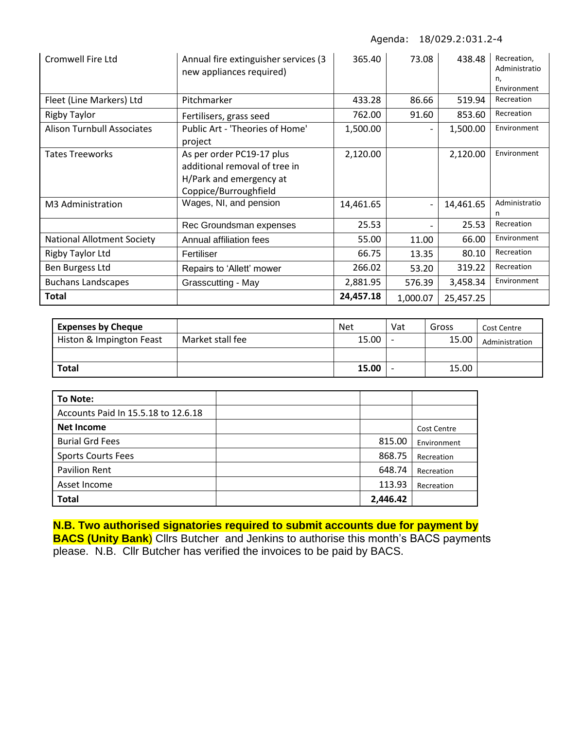Agenda: 18/029.2:031.2-4

| | | | | | |
|---|---|---|---|---|---|
| Cromwell Fire Ltd | Annual fire extinguisher services (3 new appliances required) | 365.40 | 73.08 | 438.48 | Recreation, Administration, Environment |
| Fleet (Line Markers) Ltd | Pitchmarker | 433.28 | 86.66 | 519.94 | Recreation |
| Rigby Taylor | Fertilisers, grass seed | 762.00 | 91.60 | 853.60 | Recreation |
| Alison Turnbull Associates | Public Art - 'Theories of Home' project | 1,500.00 | - | 1,500.00 | Environment |
| Tates Treeworks | As per order PC19-17 plus additional removal of tree in H/Park and emergency at Coppice/Burroughfield | 2,120.00 | | 2,120.00 | Environment |
| M3 Administration | Wages, NI, and pension | 14,461.65 | - | 14,461.65 | Administration |
| | Rec Groundsman expenses | 25.53 | - | 25.53 | Recreation |
| National Allotment Society | Annual affiliation fees | 55.00 | 11.00 | 66.00 | Environment |
| Rigby Taylor Ltd | Fertiliser | 66.75 | 13.35 | 80.10 | Recreation |
| Ben Burgess Ltd | Repairs to 'Allett' mower | 266.02 | 53.20 | 319.22 | Recreation |
| Buchans Landscapes | Grasscutting - May | 2,881.95 | 576.39 | 3,458.34 | Environment |
| **Total** | | **24,457.18** | 1,000.07 | 25,457.25 | |

| **Expenses by Cheque** | | Net | Vat | Gross | Cost Centre |
|---|---|---|---|---|---|
| Histon & Impington Feast | Market stall fee | 15.00 | - | 15.00 | Administration |
| | | | | | |
| **Total** | | **15.00** | - | 15.00 | |

| **To Note:** | | | |
|---|---|---|---|
| Accounts Paid In 15.5.18 to 12.6.18 | | | |
| **Net Income** | | | Cost Centre |
| Burial Grd Fees | | 815.00 | Environment |
| Sports Courts Fees | | 868.75 | Recreation |
| Pavilion Rent | | 648.74 | Recreation |
| Asset Income | | 113.93 | Recreation |
| **Total** | | **2,446.42** | |

**N.B. Two authorised signatories required to submit accounts due for payment by BACS (Unity Bank**) Cllrs Butcher and Jenkins to authorise this month's BACS payments please. N.B. Cllr Butcher has verified the invoices to be paid by BACS.